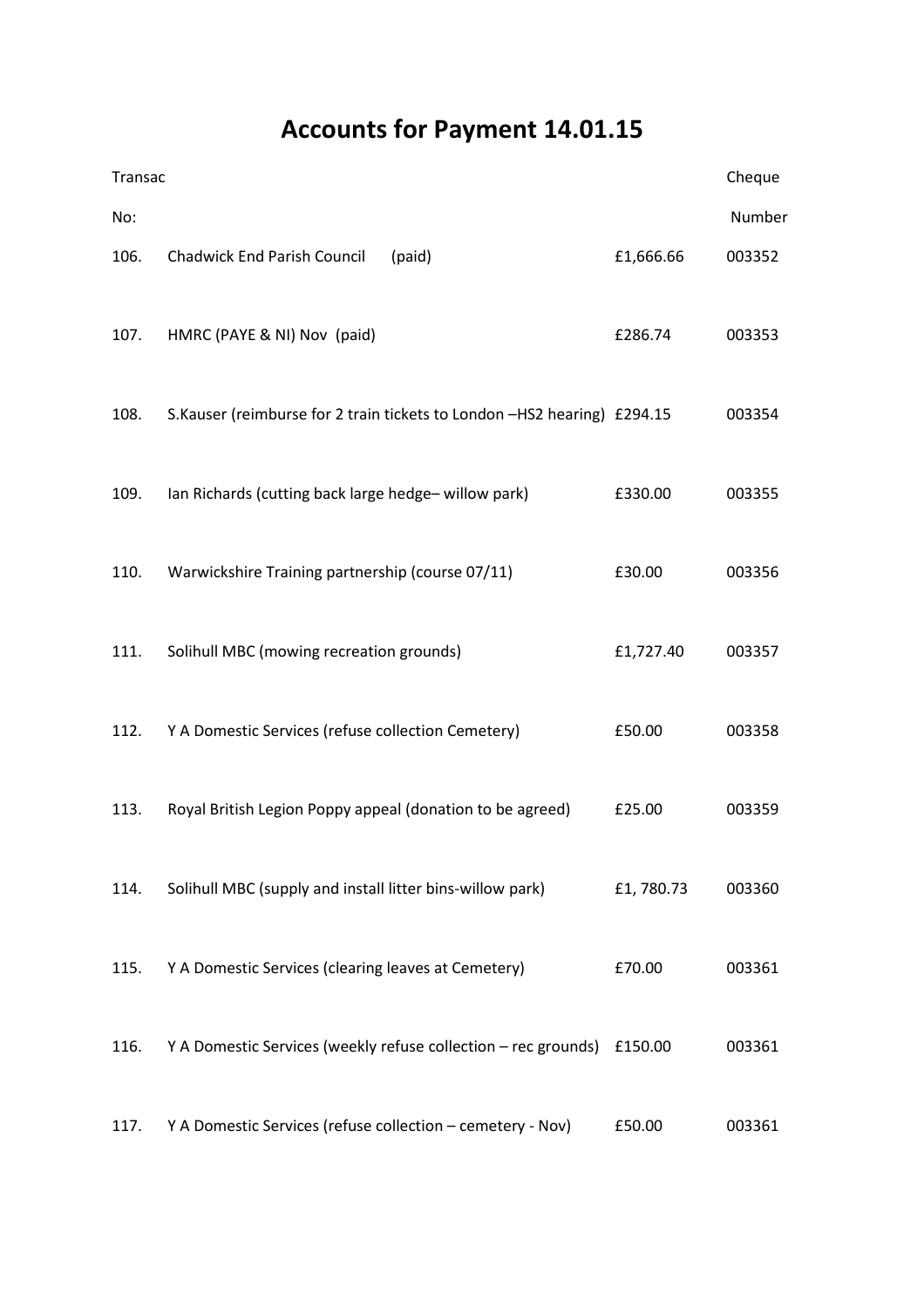# Accounts for Payment 14.01.15

| Transac No: | | | Cheque Number |
|---|---|---|---|
| 106. | Chadwick End Parish Council (paid) | £1,666.66 | 003352 |
| 107. | HMRC (PAYE & NI) Nov (paid) | £286.74 | 003353 |
| 108. | S.Kauser (reimburse for 2 train tickets to London –HS2 hearing) | £294.15 | 003354 |
| 109. | Ian Richards (cutting back large hedge– willow park) | £330.00 | 003355 |
| 110. | Warwickshire Training partnership (course 07/11) | £30.00 | 003356 |
| 111. | Solihull MBC (mowing recreation grounds) | £1,727.40 | 003357 |
| 112. | Y A Domestic Services (refuse collection Cemetery) | £50.00 | 003358 |
| 113. | Royal British Legion Poppy appeal (donation to be agreed) | £25.00 | 003359 |
| 114. | Solihull MBC (supply and install litter bins-willow park) | £1, 780.73 | 003360 |
| 115. | Y A Domestic Services (clearing leaves at Cemetery) | £70.00 | 003361 |
| 116. | Y A Domestic Services (weekly refuse collection – rec grounds) | £150.00 | 003361 |
| 117. | Y A Domestic Services (refuse collection – cemetery - Nov) | £50.00 | 003361 |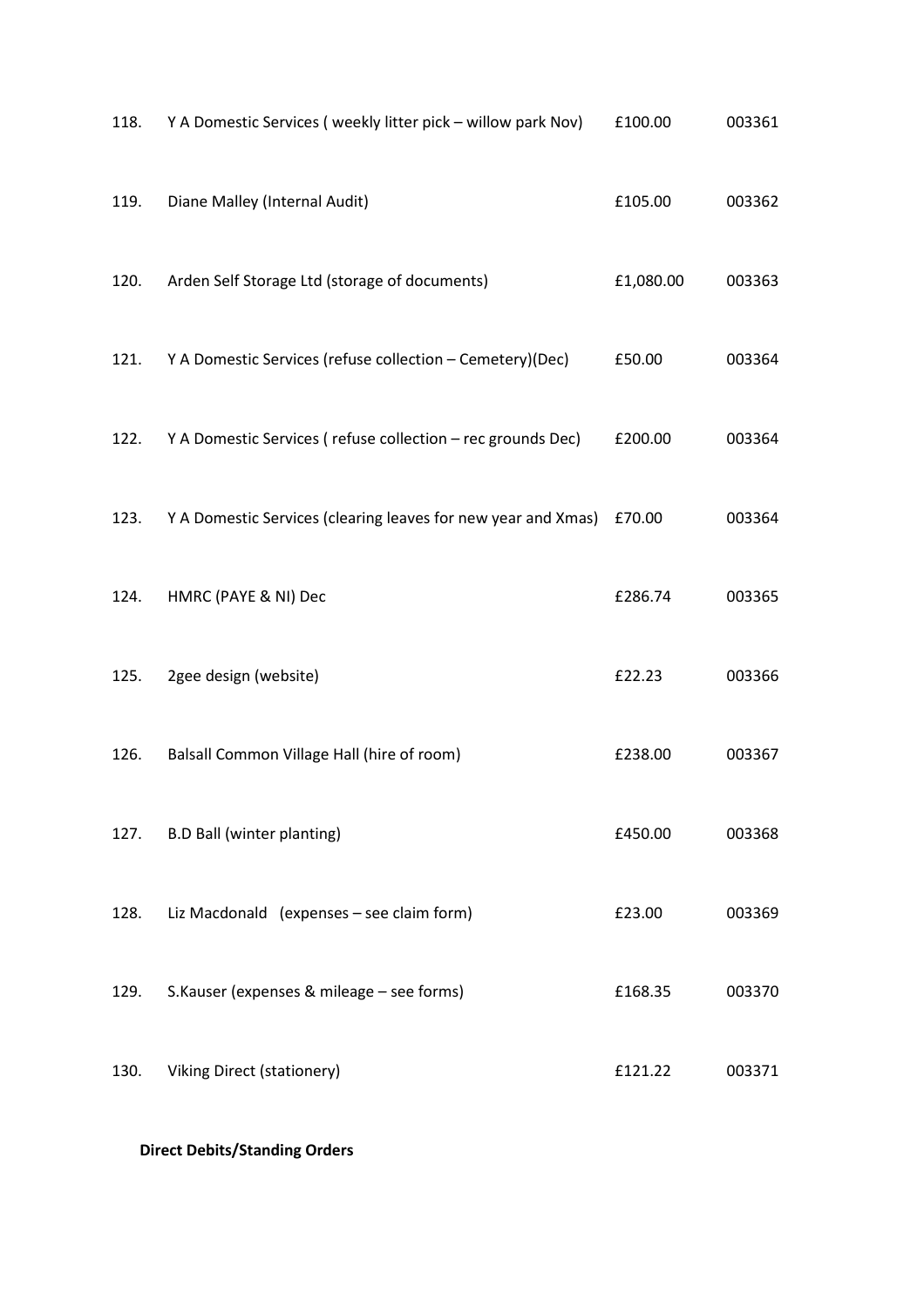| | | | |
|---|---|---|---|
| 118. | Y A Domestic Services ( weekly litter pick – willow park Nov) | £100.00 | 003361 |
| 119. | Diane Malley (Internal Audit) | £105.00 | 003362 |
| 120. | Arden Self Storage Ltd (storage of documents) | £1,080.00 | 003363 |
| 121. | Y A Domestic Services (refuse collection – Cemetery)(Dec) | £50.00 | 003364 |
| 122. | Y A Domestic Services ( refuse collection – rec grounds Dec) | £200.00 | 003364 |
| 123. | Y A Domestic Services (clearing leaves for new year and Xmas) | £70.00 | 003364 |
| 124. | HMRC (PAYE & NI) Dec | £286.74 | 003365 |
| 125. | 2gee design (website) | £22.23 | 003366 |
| 126. | Balsall Common Village Hall (hire of room) | £238.00 | 003367 |
| 127. | B.D Ball (winter planting) | £450.00 | 003368 |
| 128. | Liz Macdonald (expenses – see claim form) | £23.00 | 003369 |
| 129. | S.Kauser (expenses & mileage – see forms) | £168.35 | 003370 |
| 130. | Viking Direct (stationery) | £121.22 | 003371 |

**Direct Debits/Standing Orders**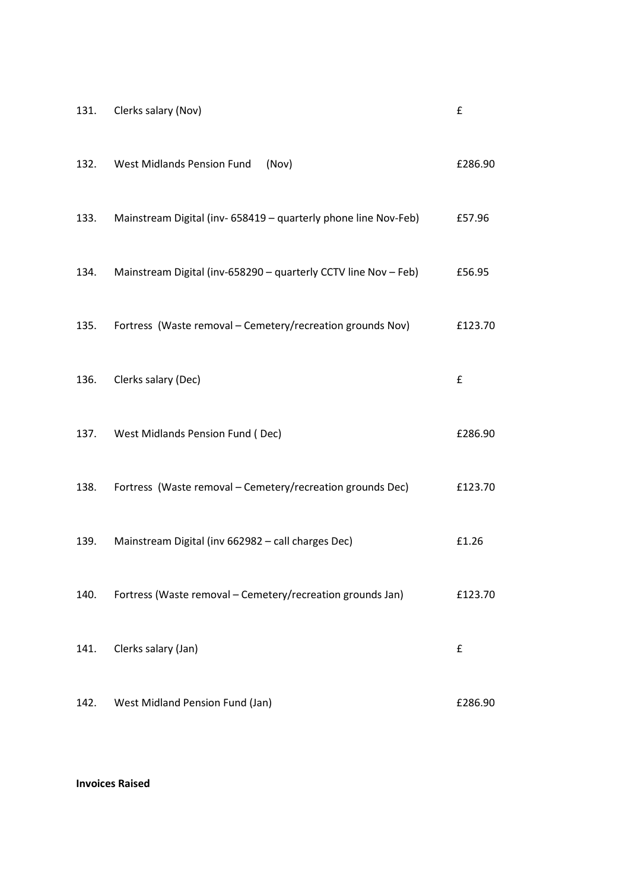| | | |
|---|---|---|
| 131. | Clerks salary (Nov) | £ |
| 132. | West Midlands Pension Fund (Nov) | £286.90 |
| 133. | Mainstream Digital (inv- 658419 – quarterly phone line Nov-Feb) | £57.96 |
| 134. | Mainstream Digital (inv-658290 – quarterly CCTV line Nov – Feb) | £56.95 |
| 135. | Fortress (Waste removal – Cemetery/recreation grounds Nov) | £123.70 |
| 136. | Clerks salary (Dec) | £ |
| 137. | West Midlands Pension Fund ( Dec) | £286.90 |
| 138. | Fortress (Waste removal – Cemetery/recreation grounds Dec) | £123.70 |
| 139. | Mainstream Digital (inv 662982 – call charges Dec) | £1.26 |
| 140. | Fortress (Waste removal – Cemetery/recreation grounds Jan) | £123.70 |
| 141. | Clerks salary (Jan) | £ |
| 142. | West Midland Pension Fund (Jan) | £286.90 |

**Invoices Raised**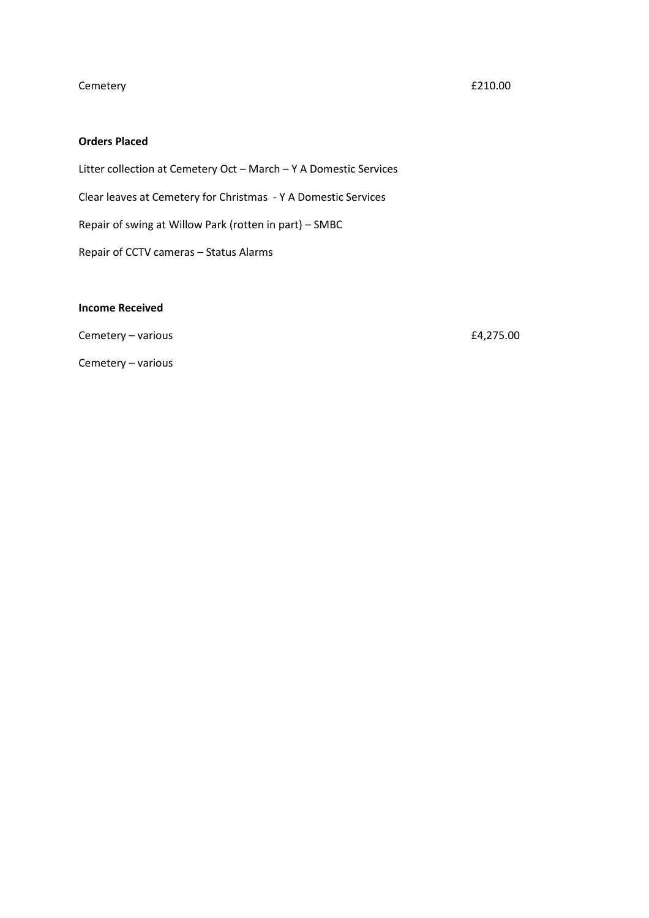| | |
|---|---|
| Cemetery | £210.00 |

**Orders Placed**

Litter collection at Cemetery Oct – March – Y A Domestic Services

Clear leaves at Cemetery for Christmas - Y A Domestic Services

Repair of swing at Willow Park (rotten in part) – SMBC

Repair of CCTV cameras – Status Alarms

**Income Received**

| | |
|---|---|
| Cemetery – various | £4,275.00 |
| Cemetery – various | |